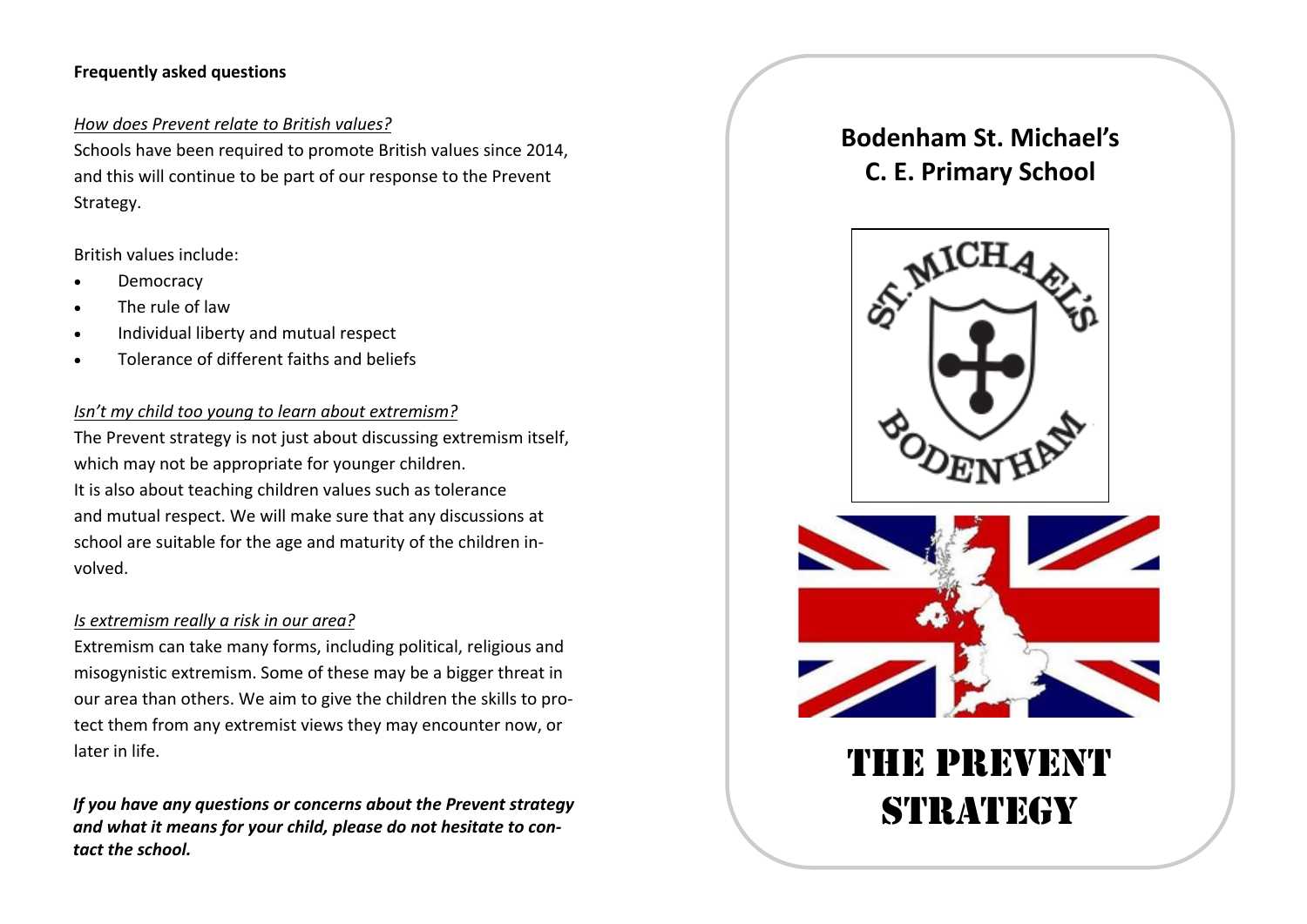**Frequently asked questions**

*How does Prevent relate to British values?*

Schools have been required to promote British values since 2014, and this will continue to be part of our response to the Prevent Strategy.

British values include:

- Democracy
- The rule of law
- Individual liberty and mutual respect
- Tolerance of different faiths and beliefs

*Isn't my child too young to learn about extremism?*

The Prevent strategy is not just about discussing extremism itself, which may not be appropriate for younger children.
It is also about teaching children values such as tolerance and mutual respect. We will make sure that any discussions at school are suitable for the age and maturity of the children involved.

*Is extremism really a risk in our area?*

Extremism can take many forms, including political, religious and misogynistic extremism. Some of these may be a bigger threat in our area than others. We aim to give the children the skills to protect them from any extremist views they may encounter now, or later in life.

***If you have any questions or concerns about the Prevent strategy and what it means for your child, please do not hesitate to contact the school.***

# Bodenham St. Michael's C. E. Primary School

# The Prevent Strategy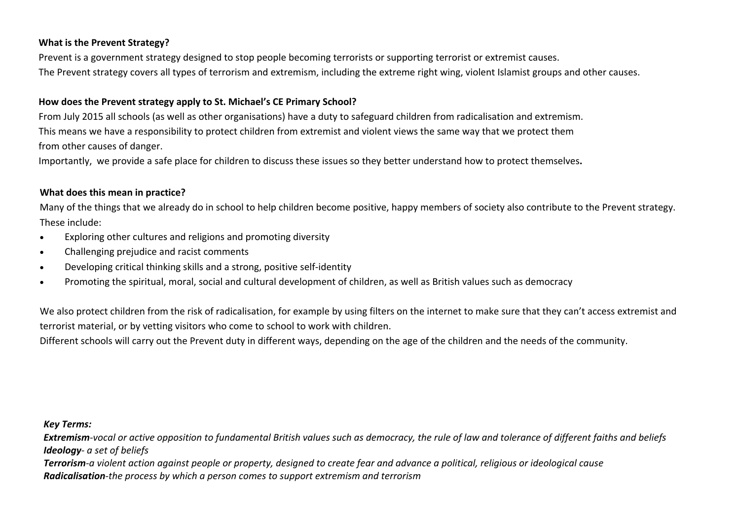**What is the Prevent Strategy?**

Prevent is a government strategy designed to stop people becoming terrorists or supporting terrorist or extremist causes.
The Prevent strategy covers all types of terrorism and extremism, including the extreme right wing, violent Islamist groups and other causes.

**How does the Prevent strategy apply to St. Michael's CE Primary School?**

From July 2015 all schools (as well as other organisations) have a duty to safeguard children from radicalisation and extremism.
This means we have a responsibility to protect children from extremist and violent views the same way that we protect them from other causes of danger.
Importantly, we provide a safe place for children to discuss these issues so they better understand how to protect themselves**.**

**What does this mean in practice?**

Many of the things that we already do in school to help children become positive, happy members of society also contribute to the Prevent strategy.
These include:

- Exploring other cultures and religions and promoting diversity
- Challenging prejudice and racist comments
- Developing critical thinking skills and a strong, positive self-identity
- Promoting the spiritual, moral, social and cultural development of children, as well as British values such as democracy

We also protect children from the risk of radicalisation, for example by using filters on the internet to make sure that they can't access extremist and terrorist material, or by vetting visitors who come to school to work with children.
Different schools will carry out the Prevent duty in different ways, depending on the age of the children and the needs of the community.

***Key Terms:***

***Extremism****-vocal or active opposition to fundamental British values such as democracy, the rule of law and tolerance of different faiths and beliefs*
***Ideology****- a set of beliefs*
***Terrorism****-a violent action against people or property, designed to create fear and advance a political, religious or ideological cause*
***Radicalisation****-the process by which a person comes to support extremism and terrorism*